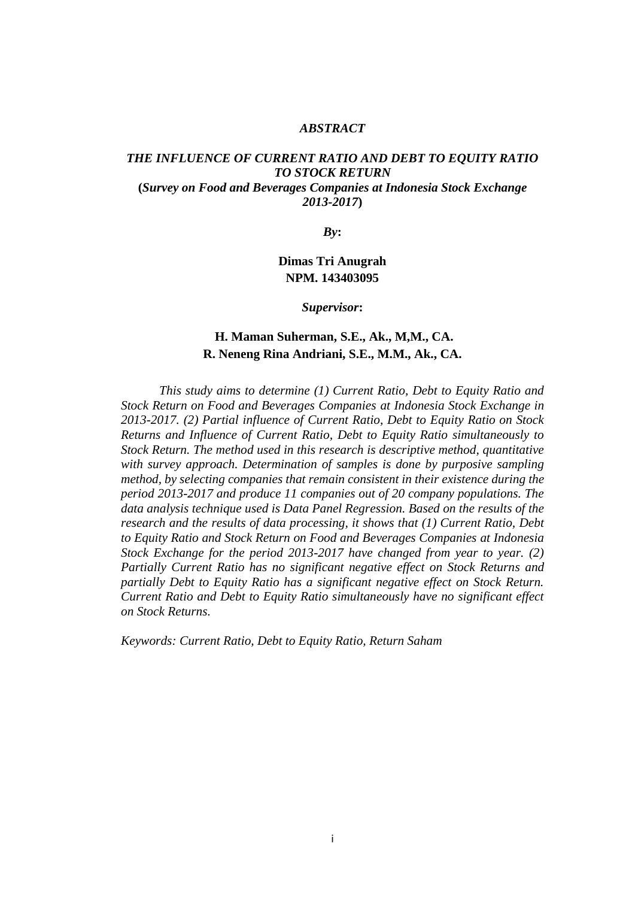# *ABSTRACT*

## *THE INFLUENCE OF CURRENT RATIO AND DEBT TO EQUITY RATIO TO STOCK RETURN*

**(*Survey on Food and Beverages Companies at Indonesia Stock Exchange 2013-2017*)**

***By*:**

**Dimas Tri Anugrah**
**NPM. 143403095**

***Supervisor*:**

**H. Maman Suherman, S.E., Ak., M,M., CA.**
**R. Neneng Rina Andriani, S.E., M.M., Ak., CA.**

*This study aims to determine (1) Current Ratio, Debt to Equity Ratio and Stock Return on Food and Beverages Companies at Indonesia Stock Exchange in 2013-2017. (2) Partial influence of Current Ratio, Debt to Equity Ratio on Stock Returns and Influence of Current Ratio, Debt to Equity Ratio simultaneously to Stock Return. The method used in this research is descriptive method, quantitative with survey approach. Determination of samples is done by purposive sampling method, by selecting companies that remain consistent in their existence during the period 2013-2017 and produce 11 companies out of 20 company populations. The data analysis technique used is Data Panel Regression. Based on the results of the research and the results of data processing, it shows that (1) Current Ratio, Debt to Equity Ratio and Stock Return on Food and Beverages Companies at Indonesia Stock Exchange for the period 2013-2017 have changed from year to year. (2) Partially Current Ratio has no significant negative effect on Stock Returns and partially Debt to Equity Ratio has a significant negative effect on Stock Return. Current Ratio and Debt to Equity Ratio simultaneously have no significant effect on Stock Returns.*

*Keywords: Current Ratio, Debt to Equity Ratio, Return Saham*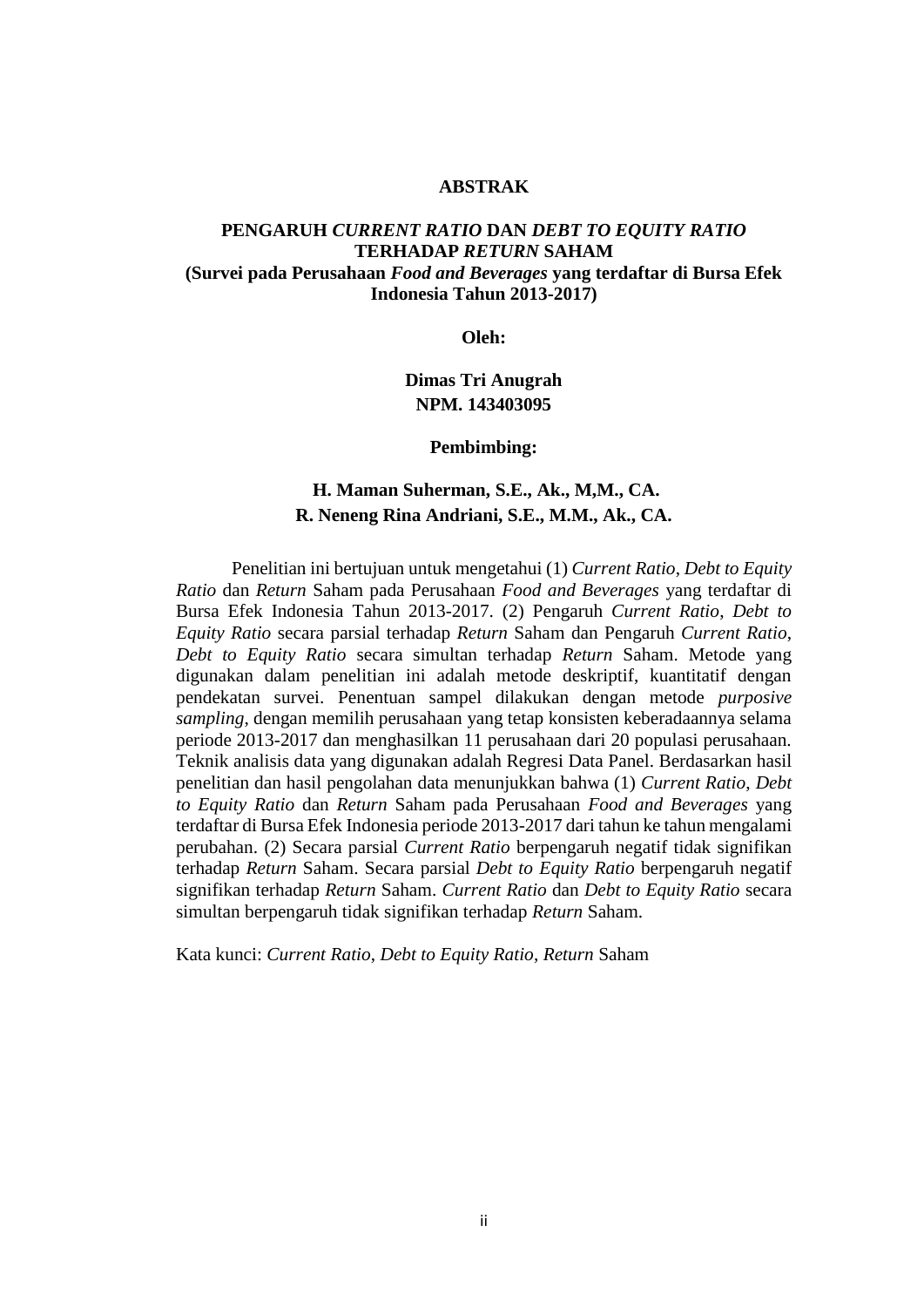# ABSTRAK

## PENGARUH *CURRENT RATIO* DAN *DEBT TO EQUITY RATIO* TERHADAP *RETURN* SAHAM

**(Survei pada Perusahaan *Food and Beverages* yang terdaftar di Bursa Efek Indonesia Tahun 2013-2017)**

**Oleh:**

**Dimas Tri Anugrah**
**NPM. 143403095**

**Pembimbing:**

**H. Maman Suherman, S.E., Ak., M,M., CA.**
**R. Neneng Rina Andriani, S.E., M.M., Ak., CA.**

Penelitian ini bertujuan untuk mengetahui (1) *Current Ratio*, *Debt to Equity Ratio* dan *Return* Saham pada Perusahaan *Food and Beverages* yang terdaftar di Bursa Efek Indonesia Tahun 2013-2017. (2) Pengaruh *Current Ratio*, *Debt to Equity Ratio* secara parsial terhadap *Return* Saham dan Pengaruh *Current Ratio*, *Debt to Equity Ratio* secara simultan terhadap *Return* Saham. Metode yang digunakan dalam penelitian ini adalah metode deskriptif, kuantitatif dengan pendekatan survei. Penentuan sampel dilakukan dengan metode *purposive sampling*, dengan memilih perusahaan yang tetap konsisten keberadaannya selama periode 2013-2017 dan menghasilkan 11 perusahaan dari 20 populasi perusahaan. Teknik analisis data yang digunakan adalah Regresi Data Panel. Berdasarkan hasil penelitian dan hasil pengolahan data menunjukkan bahwa (1) *Current Ratio*, *Debt to Equity Ratio* dan *Return* Saham pada Perusahaan *Food and Beverages* yang terdaftar di Bursa Efek Indonesia periode 2013-2017 dari tahun ke tahun mengalami perubahan. (2) Secara parsial *Current Ratio* berpengaruh negatif tidak signifikan terhadap *Return* Saham. Secara parsial *Debt to Equity Ratio* berpengaruh negatif signifikan terhadap *Return* Saham. *Current Ratio* dan *Debt to Equity Ratio* secara simultan berpengaruh tidak signifikan terhadap *Return* Saham.

Kata kunci: *Current Ratio*, *Debt to Equity Ratio*, *Return* Saham